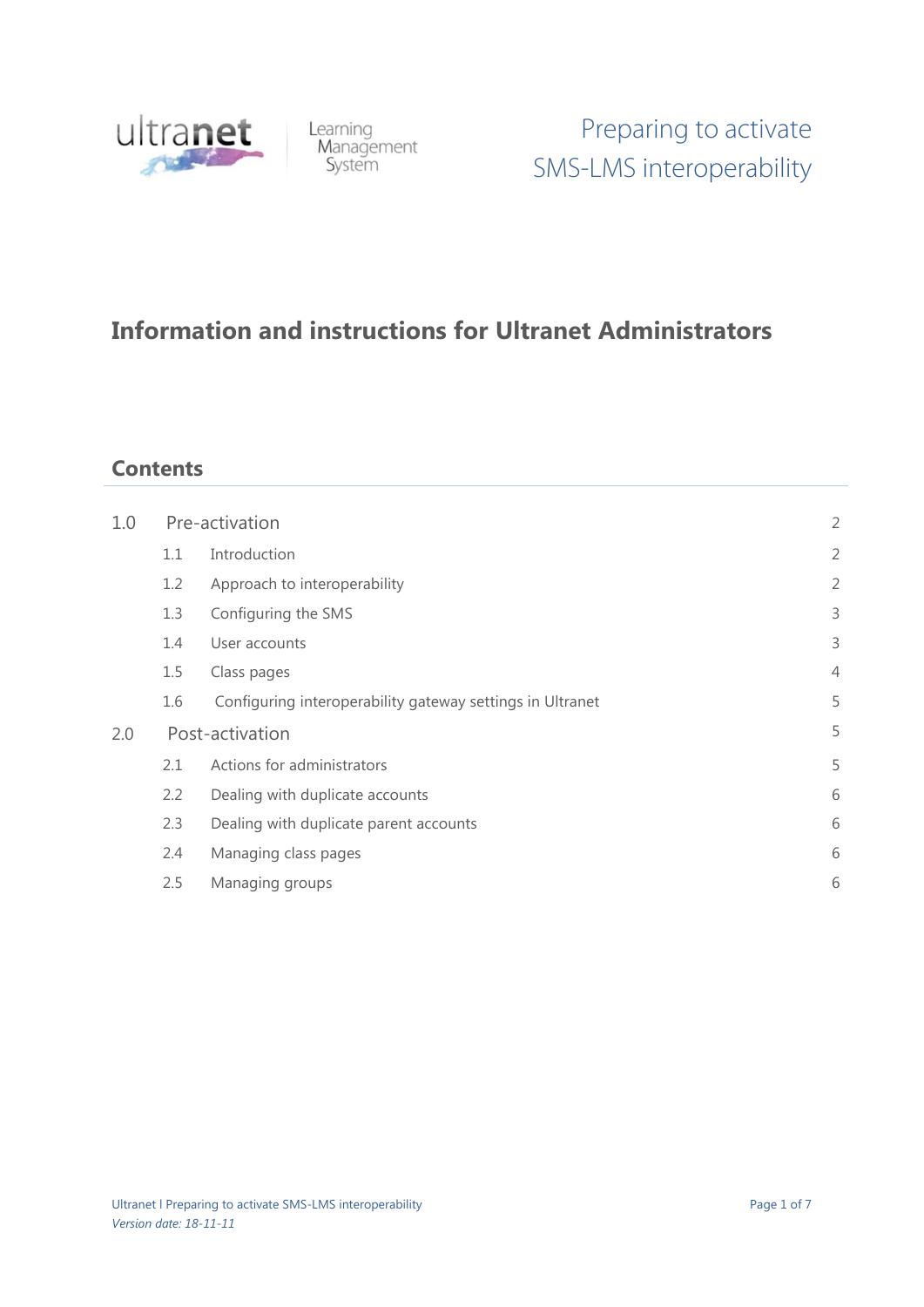ultranet Learning Management System

# Preparing to activate SMS-LMS interoperability

## Information and instructions for Ultranet Administrators

## Contents

| | | |
|---|---|---|
| 1.0 | Pre-activation | 2 |
| 1.1 | Introduction | 2 |
| 1.2 | Approach to interoperability | 2 |
| 1.3 | Configuring the SMS | 3 |
| 1.4 | User accounts | 3 |
| 1.5 | Class pages | 4 |
| 1.6 | Configuring interoperability gateway settings in Ultranet | 5 |
| 2.0 | Post-activation | 5 |
| 2.1 | Actions for administrators | 5 |
| 2.2 | Dealing with duplicate accounts | 6 |
| 2.3 | Dealing with duplicate parent accounts | 6 |
| 2.4 | Managing class pages | 6 |
| 2.5 | Managing groups | 6 |

*Version date: 18-11-11*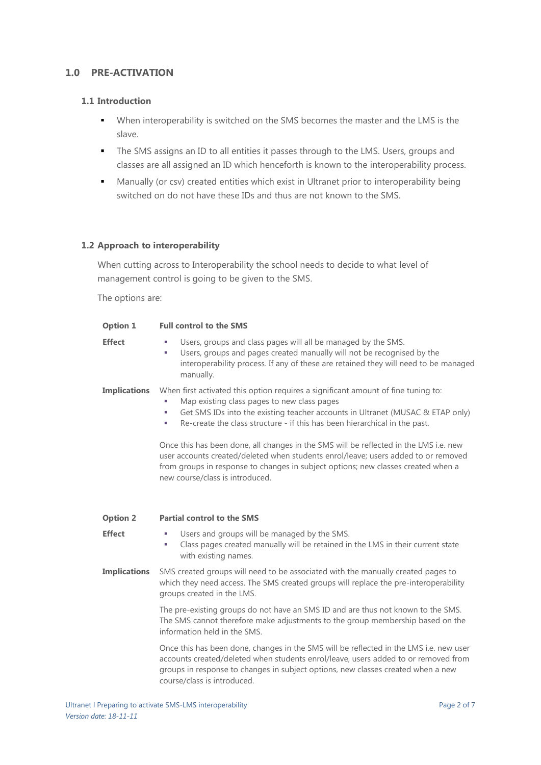# 1.0 PRE-ACTIVATION

## 1.1 Introduction

- When interoperability is switched on the SMS becomes the master and the LMS is the slave.
- The SMS assigns an ID to all entities it passes through to the LMS. Users, groups and classes are all assigned an ID which henceforth is known to the interoperability process.
- Manually (or csv) created entities which exist in Ultranet prior to interoperability being switched on do not have these IDs and thus are not known to the SMS.

## 1.2 Approach to interoperability

When cutting across to Interoperability the school needs to decide to what level of management control is going to be given to the SMS.

The options are:

**Option 1** **Full control to the SMS**

**Effect**

- Users, groups and class pages will all be managed by the SMS.
- Users, groups and pages created manually will not be recognised by the interoperability process. If any of these are retained they will need to be managed manually.

**Implications**

When first activated this option requires a significant amount of fine tuning to:

- Map existing class pages to new class pages
- Get SMS IDs into the existing teacher accounts in Ultranet (MUSAC & ETAP only)
- Re-create the class structure - if this has been hierarchical in the past.

Once this has been done, all changes in the SMS will be reflected in the LMS i.e. new user accounts created/deleted when students enrol/leave; users added to or removed from groups in response to changes in subject options; new classes created when a new course/class is introduced.

**Option 2** **Partial control to the SMS**

**Effect**

- Users and groups will be managed by the SMS.
- Class pages created manually will be retained in the LMS in their current state with existing names.

**Implications**

SMS created groups will need to be associated with the manually created pages to which they need access. The SMS created groups will replace the pre-interoperability groups created in the LMS.

The pre-existing groups do not have an SMS ID and are thus not known to the SMS. The SMS cannot therefore make adjustments to the group membership based on the information held in the SMS.

Once this has been done, changes in the SMS will be reflected in the LMS i.e. new user accounts created/deleted when students enrol/leave, users added to or removed from groups in response to changes in subject options, new classes created when a new course/class is introduced.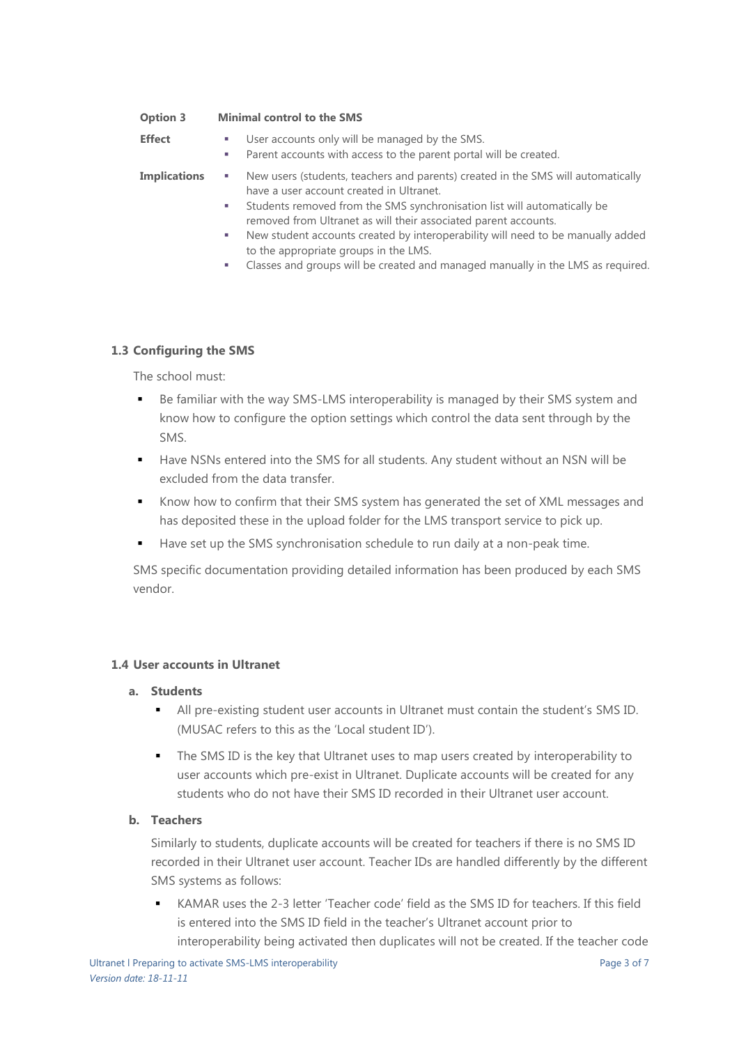| | |
|---|---|
| **Option 3** | **Minimal control to the SMS** |
| **Effect** | ▪ User accounts only will be managed by the SMS.<br>▪ Parent accounts with access to the parent portal will be created. |
| **Implications** | ▪ New users (students, teachers and parents) created in the SMS will automatically have a user account created in Ultranet.<br>▪ Students removed from the SMS synchronisation list will automatically be removed from Ultranet as will their associated parent accounts.<br>▪ New student accounts created by interoperability will need to be manually added to the appropriate groups in the LMS.<br>▪ Classes and groups will be created and managed manually in the LMS as required. |

### 1.3 Configuring the SMS

The school must:

- Be familiar with the way SMS-LMS interoperability is managed by their SMS system and know how to configure the option settings which control the data sent through by the SMS.
- Have NSNs entered into the SMS for all students. Any student without an NSN will be excluded from the data transfer.
- Know how to confirm that their SMS system has generated the set of XML messages and has deposited these in the upload folder for the LMS transport service to pick up.
- Have set up the SMS synchronisation schedule to run daily at a non-peak time.

SMS specific documentation providing detailed information has been produced by each SMS vendor.

### 1.4 User accounts in Ultranet

#### a. Students

- All pre-existing student user accounts in Ultranet must contain the student's SMS ID. (MUSAC refers to this as the 'Local student ID').
- The SMS ID is the key that Ultranet uses to map users created by interoperability to user accounts which pre-exist in Ultranet. Duplicate accounts will be created for any students who do not have their SMS ID recorded in their Ultranet user account.

#### b. Teachers

Similarly to students, duplicate accounts will be created for teachers if there is no SMS ID recorded in their Ultranet user account. Teacher IDs are handled differently by the different SMS systems as follows:

- KAMAR uses the 2-3 letter 'Teacher code' field as the SMS ID for teachers. If this field is entered into the SMS ID field in the teacher's Ultranet account prior to interoperability being activated then duplicates will not be created. If the teacher code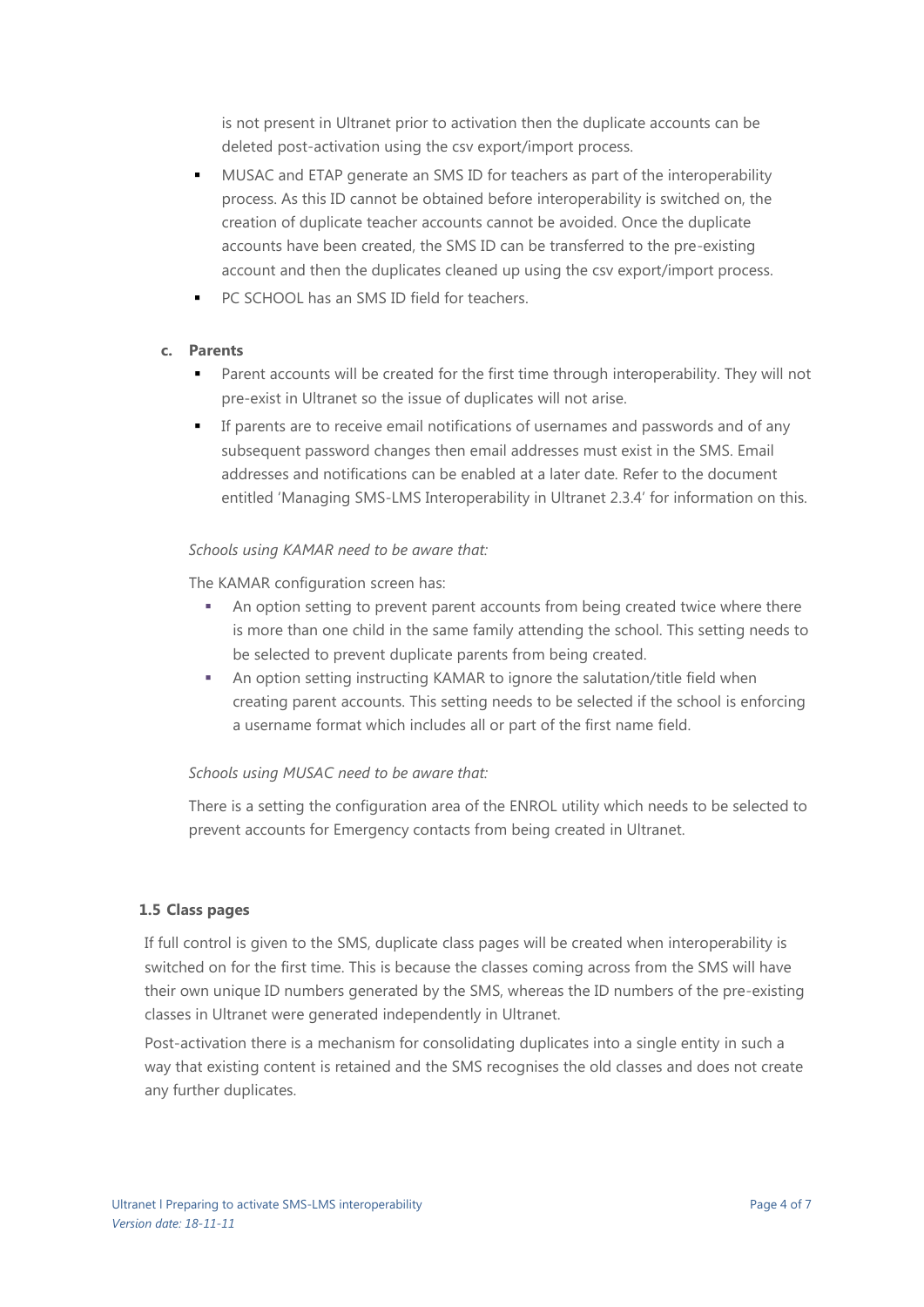is not present in Ultranet prior to activation then the duplicate accounts can be deleted post-activation using the csv export/import process.

- MUSAC and ETAP generate an SMS ID for teachers as part of the interoperability process. As this ID cannot be obtained before interoperability is switched on, the creation of duplicate teacher accounts cannot be avoided. Once the duplicate accounts have been created, the SMS ID can be transferred to the pre-existing account and then the duplicates cleaned up using the csv export/import process.
- PC SCHOOL has an SMS ID field for teachers.

**c. Parents**

- Parent accounts will be created for the first time through interoperability. They will not pre-exist in Ultranet so the issue of duplicates will not arise.
- If parents are to receive email notifications of usernames and passwords and of any subsequent password changes then email addresses must exist in the SMS. Email addresses and notifications can be enabled at a later date. Refer to the document entitled 'Managing SMS-LMS Interoperability in Ultranet 2.3.4' for information on this.

*Schools using KAMAR need to be aware that:*

The KAMAR configuration screen has:

- An option setting to prevent parent accounts from being created twice where there is more than one child in the same family attending the school. This setting needs to be selected to prevent duplicate parents from being created.
- An option setting instructing KAMAR to ignore the salutation/title field when creating parent accounts. This setting needs to be selected if the school is enforcing a username format which includes all or part of the first name field.

*Schools using MUSAC need to be aware that:*

There is a setting the configuration area of the ENROL utility which needs to be selected to prevent accounts for Emergency contacts from being created in Ultranet.

### 1.5 Class pages

If full control is given to the SMS, duplicate class pages will be created when interoperability is switched on for the first time. This is because the classes coming across from the SMS will have their own unique ID numbers generated by the SMS, whereas the ID numbers of the pre-existing classes in Ultranet were generated independently in Ultranet.

Post-activation there is a mechanism for consolidating duplicates into a single entity in such a way that existing content is retained and the SMS recognises the old classes and does not create any further duplicates.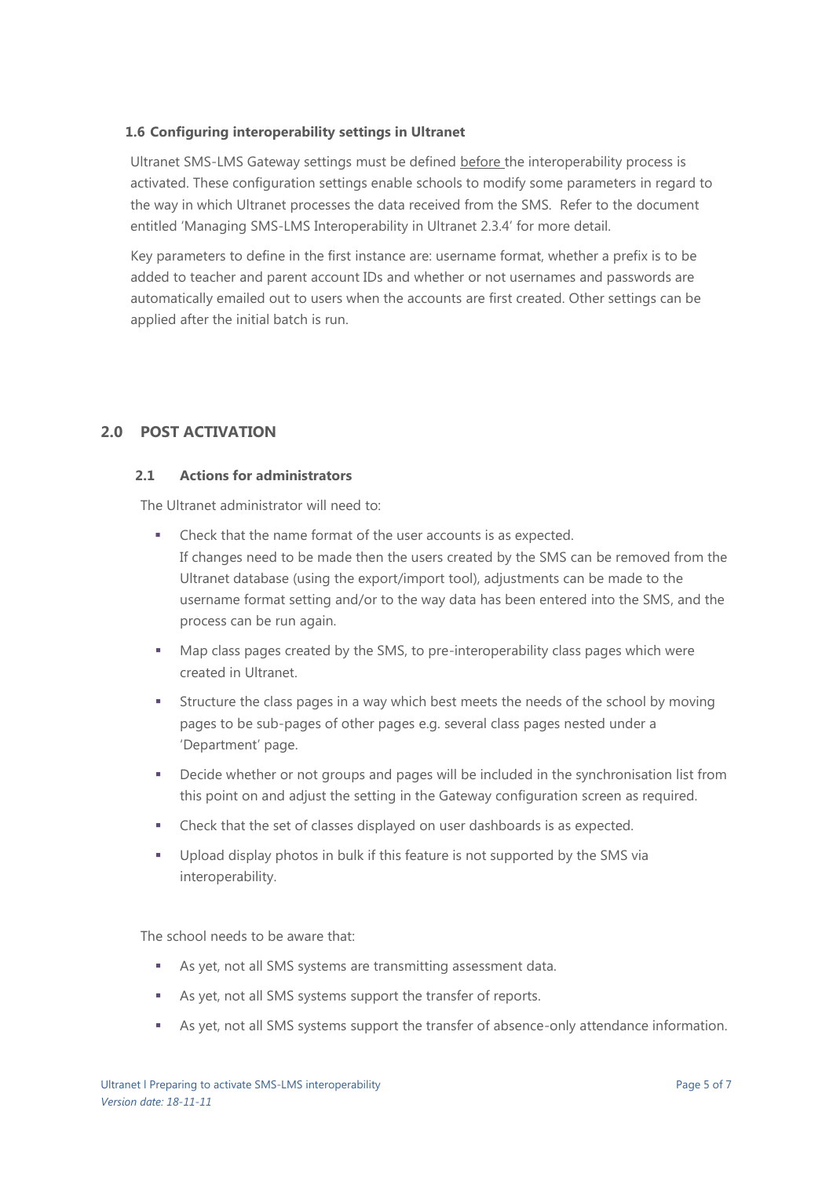### 1.6 Configuring interoperability settings in Ultranet

Ultranet SMS-LMS Gateway settings must be defined before the interoperability process is activated. These configuration settings enable schools to modify some parameters in regard to the way in which Ultranet processes the data received from the SMS. Refer to the document entitled 'Managing SMS-LMS Interoperability in Ultranet 2.3.4' for more detail.

Key parameters to define in the first instance are: username format, whether a prefix is to be added to teacher and parent account IDs and whether or not usernames and passwords are automatically emailed out to users when the accounts are first created. Other settings can be applied after the initial batch is run.

## 2.0 POST ACTIVATION

### 2.1 Actions for administrators

The Ultranet administrator will need to:

- Check that the name format of the user accounts is as expected.
  If changes need to be made then the users created by the SMS can be removed from the Ultranet database (using the export/import tool), adjustments can be made to the username format setting and/or to the way data has been entered into the SMS, and the process can be run again.
- Map class pages created by the SMS, to pre-interoperability class pages which were created in Ultranet.
- Structure the class pages in a way which best meets the needs of the school by moving pages to be sub-pages of other pages e.g. several class pages nested under a 'Department' page.
- Decide whether or not groups and pages will be included in the synchronisation list from this point on and adjust the setting in the Gateway configuration screen as required.
- Check that the set of classes displayed on user dashboards is as expected.
- Upload display photos in bulk if this feature is not supported by the SMS via interoperability.

The school needs to be aware that:

- As yet, not all SMS systems are transmitting assessment data.
- As yet, not all SMS systems support the transfer of reports.
- As yet, not all SMS systems support the transfer of absence-only attendance information.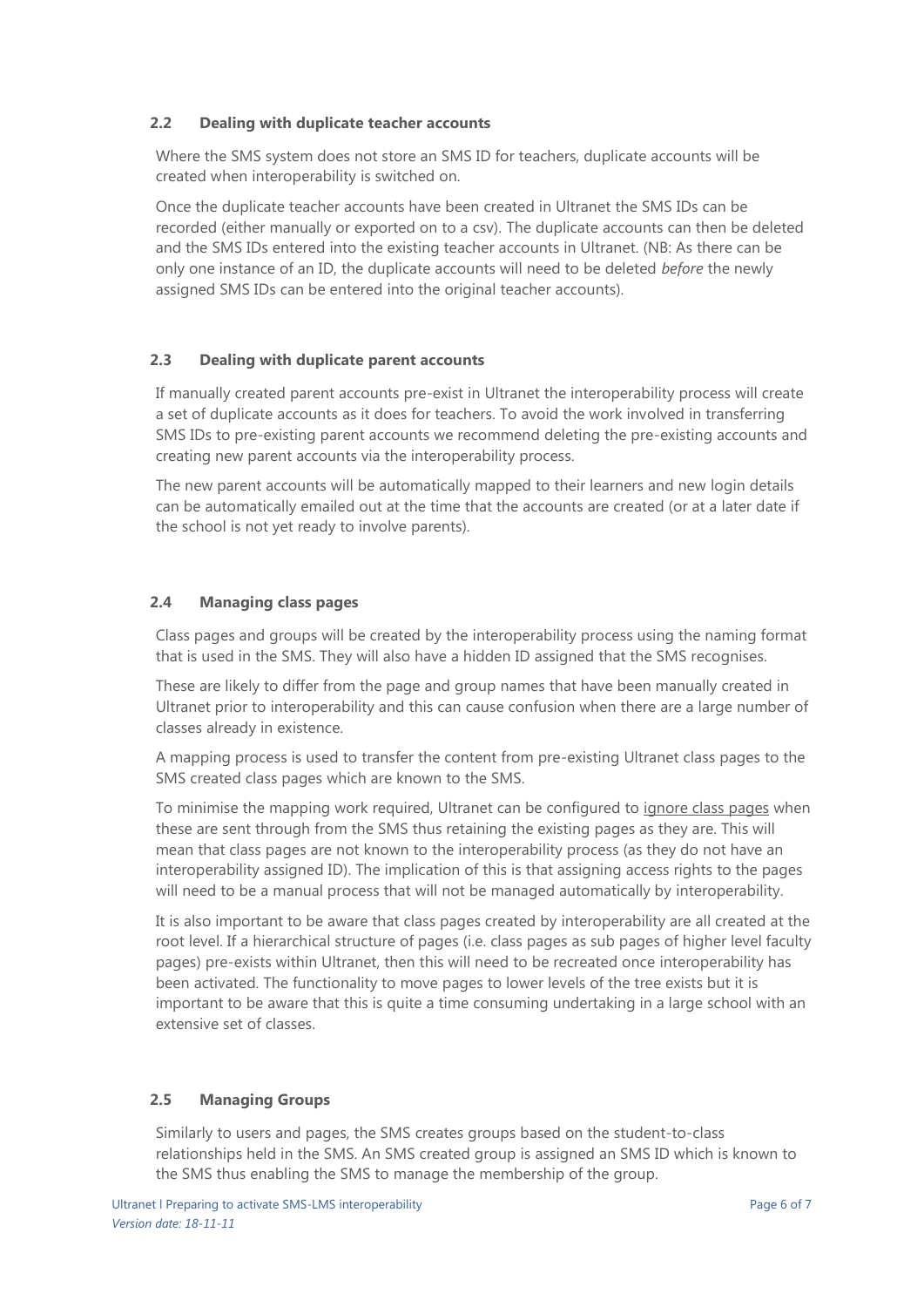### 2.2 Dealing with duplicate teacher accounts

Where the SMS system does not store an SMS ID for teachers, duplicate accounts will be created when interoperability is switched on.

Once the duplicate teacher accounts have been created in Ultranet the SMS IDs can be recorded (either manually or exported on to a csv). The duplicate accounts can then be deleted and the SMS IDs entered into the existing teacher accounts in Ultranet. (NB: As there can be only one instance of an ID, the duplicate accounts will need to be deleted *before* the newly assigned SMS IDs can be entered into the original teacher accounts).

### 2.3 Dealing with duplicate parent accounts

If manually created parent accounts pre-exist in Ultranet the interoperability process will create a set of duplicate accounts as it does for teachers. To avoid the work involved in transferring SMS IDs to pre-existing parent accounts we recommend deleting the pre-existing accounts and creating new parent accounts via the interoperability process.

The new parent accounts will be automatically mapped to their learners and new login details can be automatically emailed out at the time that the accounts are created (or at a later date if the school is not yet ready to involve parents).

### 2.4 Managing class pages

Class pages and groups will be created by the interoperability process using the naming format that is used in the SMS. They will also have a hidden ID assigned that the SMS recognises.

These are likely to differ from the page and group names that have been manually created in Ultranet prior to interoperability and this can cause confusion when there are a large number of classes already in existence.

A mapping process is used to transfer the content from pre-existing Ultranet class pages to the SMS created class pages which are known to the SMS.

To minimise the mapping work required, Ultranet can be configured to ignore class pages when these are sent through from the SMS thus retaining the existing pages as they are. This will mean that class pages are not known to the interoperability process (as they do not have an interoperability assigned ID). The implication of this is that assigning access rights to the pages will need to be a manual process that will not be managed automatically by interoperability.

It is also important to be aware that class pages created by interoperability are all created at the root level. If a hierarchical structure of pages (i.e. class pages as sub pages of higher level faculty pages) pre-exists within Ultranet, then this will need to be recreated once interoperability has been activated. The functionality to move pages to lower levels of the tree exists but it is important to be aware that this is quite a time consuming undertaking in a large school with an extensive set of classes.

### 2.5 Managing Groups

Similarly to users and pages, the SMS creates groups based on the student-to-class relationships held in the SMS. An SMS created group is assigned an SMS ID which is known to the SMS thus enabling the SMS to manage the membership of the group.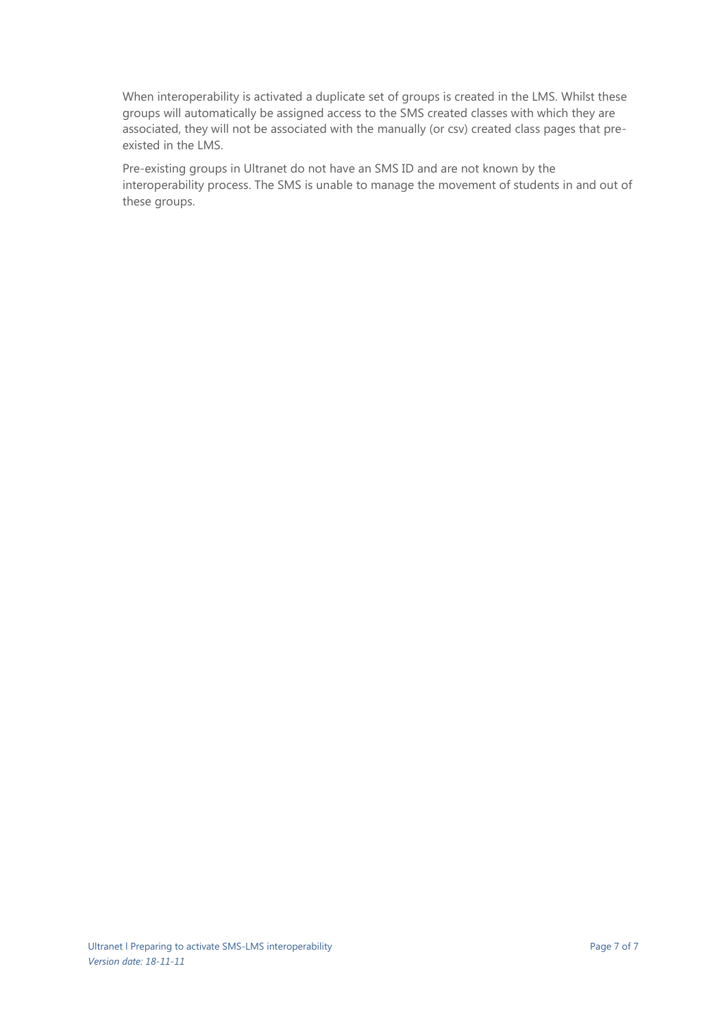When interoperability is activated a duplicate set of groups is created in the LMS. Whilst these groups will automatically be assigned access to the SMS created classes with which they are associated, they will not be associated with the manually (or csv) created class pages that pre-existed in the LMS.

Pre-existing groups in Ultranet do not have an SMS ID and are not known by the interoperability process. The SMS is unable to manage the movement of students in and out of these groups.